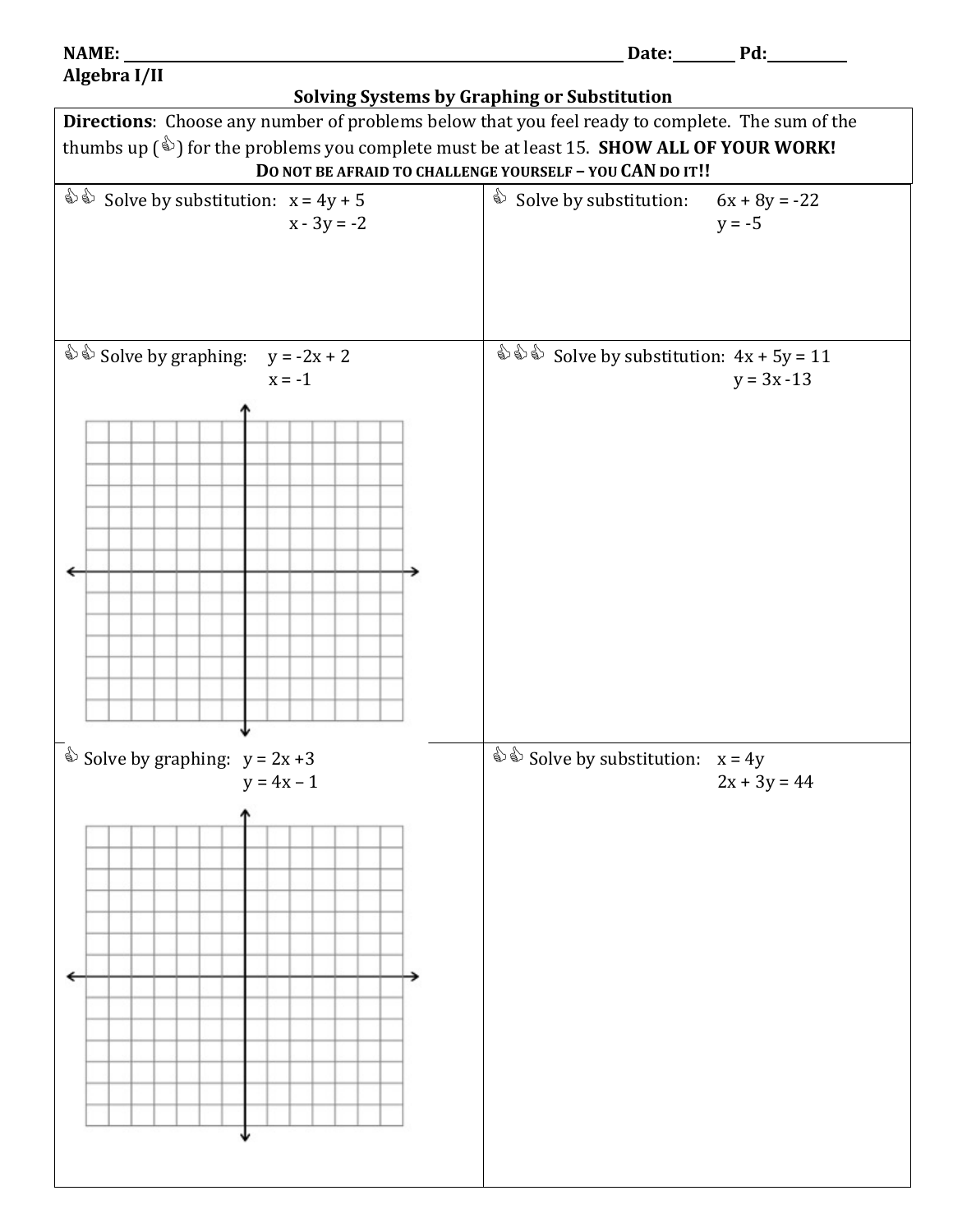NAME: ______________________________ Date:________ Pd:__________

Algebra I/II

## Solving Systems by Graphing or Substitution

**Directions**: Choose any number of problems below that you feel ready to complete. The sum of the thumbs up (👍) for the problems you complete must be at least 15. **SHOW ALL OF YOUR WORK!**

**DO NOT BE AFRAID TO CHALLENGE YOURSELF – YOU CAN DO IT!!**

👍👍 Solve by substitution:

$$x = 4y + 5$$
$$x - 3y = -2$$

👍 Solve by substitution:

$$6x + 8y = -22$$
$$y = -5$$

👍👍 Solve by graphing:

$$y = -2x + 2$$
$$x = -1$$

👍👍👍 Solve by substitution:

$$4x + 5y = 11$$
$$y = 3x - 13$$

👍 Solve by graphing:

$$y = 2x + 3$$
$$y = 4x - 1$$

👍👍 Solve by substitution:

$$x = 4y$$
$$2x + 3y = 44$$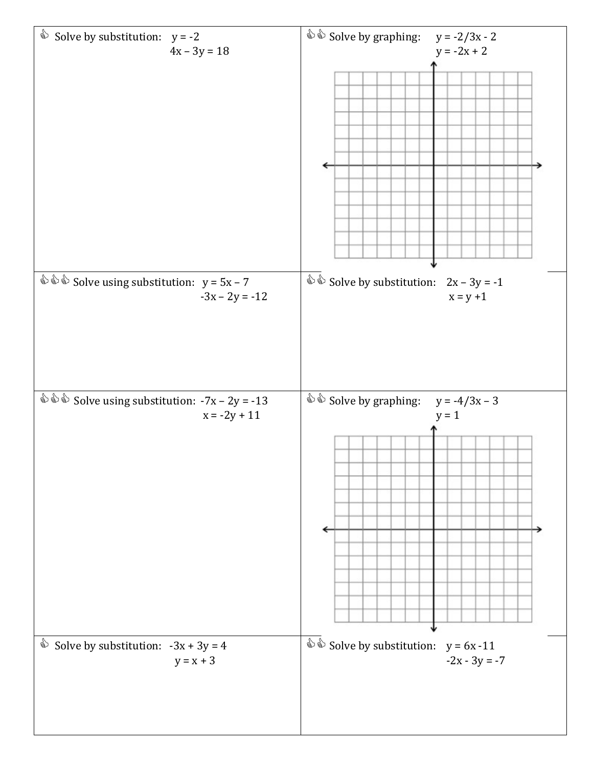☝ Solve by substitution: $y = -2$
$4x - 3y = 18$

☝☝ Solve by graphing: $y = -2/3x - 2$
$y = -2x + 2$

☝☝☝ Solve using substitution: $y = 5x - 7$
$-3x - 2y = -12$

☝☝ Solve by substitution: $2x - 3y = -1$
$x = y + 1$

☝☝☝ Solve using substitution: $-7x - 2y = -13$
$x = -2y + 11$

☝☝ Solve by graphing: $y = -4/3x - 3$
$y = 1$

☝ Solve by substitution: $-3x + 3y = 4$
$y = x + 3$

☝☝ Solve by substitution: $y = 6x - 11$
$-2x - 3y = -7$